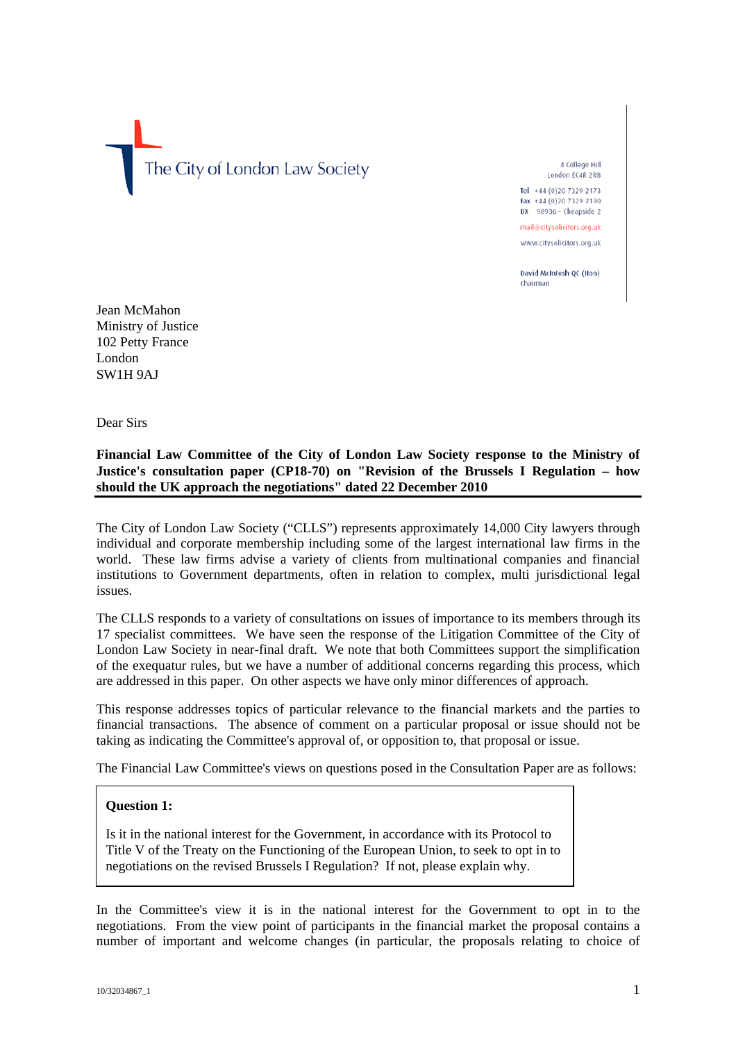The City of London Law Society

4 College Hill
London EC4R 2RB

Tel +44 (0)20 7329 2173
Fax +44 (0)20 7329 2190
DX 98936 – Cheapside 2

mail@citysolicitors.org.uk

www.citysolicitors.org.uk

David McIntosh QC (Hon)
Chairman

Jean McMahon
Ministry of Justice
102 Petty France
London
SW1H 9AJ

Dear Sirs

**Financial Law Committee of the City of London Law Society response to the Ministry of Justice's consultation paper (CP18-70) on "Revision of the Brussels I Regulation – how should the UK approach the negotiations" dated 22 December 2010**

The City of London Law Society ("CLLS") represents approximately 14,000 City lawyers through individual and corporate membership including some of the largest international law firms in the world. These law firms advise a variety of clients from multinational companies and financial institutions to Government departments, often in relation to complex, multi jurisdictional legal issues.

The CLLS responds to a variety of consultations on issues of importance to its members through its 17 specialist committees. We have seen the response of the Litigation Committee of the City of London Law Society in near-final draft. We note that both Committees support the simplification of the exequatur rules, but we have a number of additional concerns regarding this process, which are addressed in this paper. On other aspects we have only minor differences of approach.

This response addresses topics of particular relevance to the financial markets and the parties to financial transactions. The absence of comment on a particular proposal or issue should not be taking as indicating the Committee's approval of, or opposition to, that proposal or issue.

The Financial Law Committee's views on questions posed in the Consultation Paper are as follows:

> **Question 1:**
>
> Is it in the national interest for the Government, in accordance with its Protocol to Title V of the Treaty on the Functioning of the European Union, to seek to opt in to negotiations on the revised Brussels I Regulation? If not, please explain why.

In the Committee's view it is in the national interest for the Government to opt in to the negotiations. From the view point of participants in the financial market the proposal contains a number of important and welcome changes (in particular, the proposals relating to choice of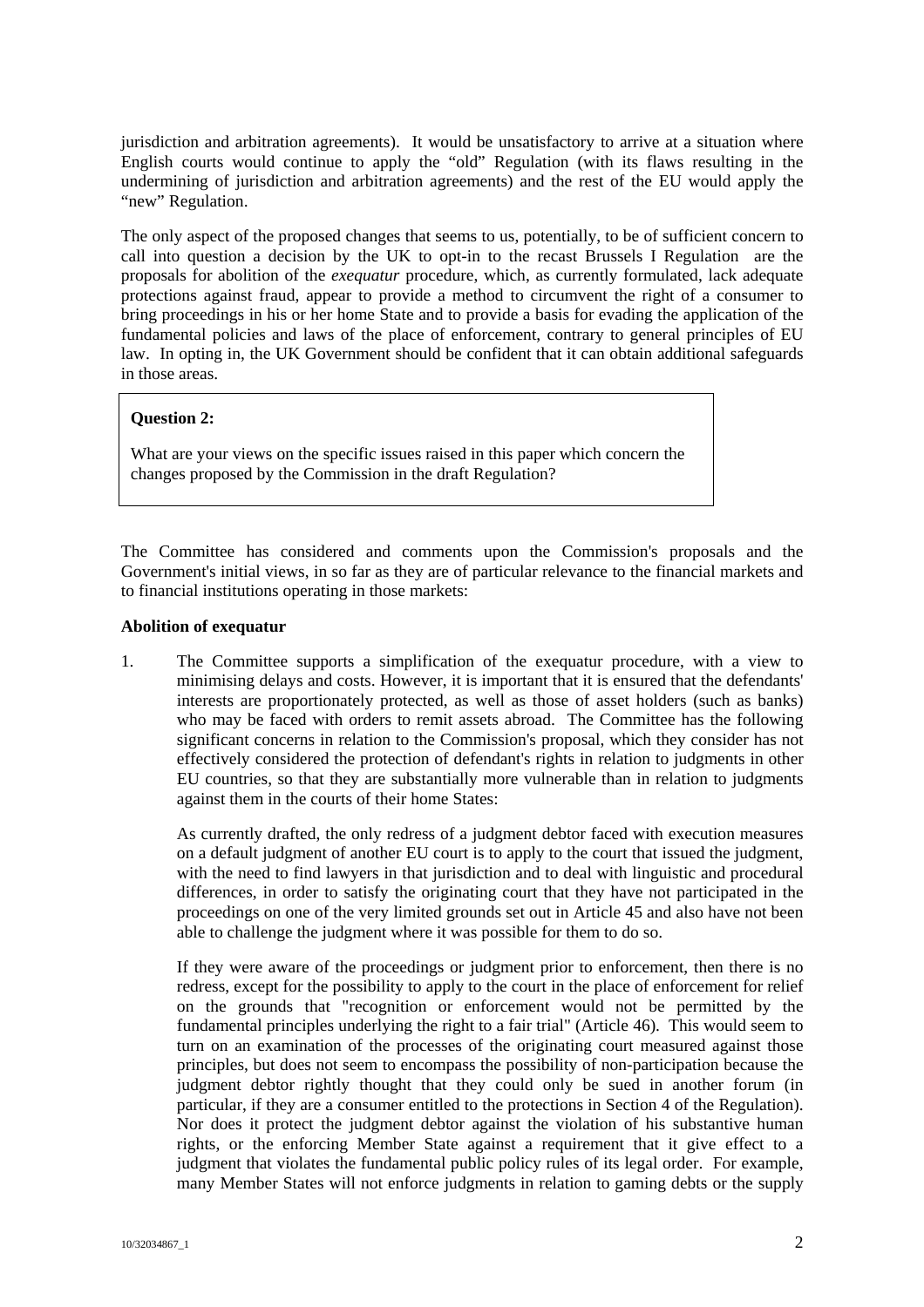jurisdiction and arbitration agreements). It would be unsatisfactory to arrive at a situation where English courts would continue to apply the "old" Regulation (with its flaws resulting in the undermining of jurisdiction and arbitration agreements) and the rest of the EU would apply the "new" Regulation.

The only aspect of the proposed changes that seems to us, potentially, to be of sufficient concern to call into question a decision by the UK to opt-in to the recast Brussels I Regulation are the proposals for abolition of the *exequatur* procedure, which, as currently formulated, lack adequate protections against fraud, appear to provide a method to circumvent the right of a consumer to bring proceedings in his or her home State and to provide a basis for evading the application of the fundamental policies and laws of the place of enforcement, contrary to general principles of EU law. In opting in, the UK Government should be confident that it can obtain additional safeguards in those areas.

> **Question 2:**
>
> What are your views on the specific issues raised in this paper which concern the changes proposed by the Commission in the draft Regulation?

The Committee has considered and comments upon the Commission's proposals and the Government's initial views, in so far as they are of particular relevance to the financial markets and to financial institutions operating in those markets:

**Abolition of exequatur**

1. The Committee supports a simplification of the exequatur procedure, with a view to minimising delays and costs. However, it is important that it is ensured that the defendants' interests are proportionately protected, as well as those of asset holders (such as banks) who may be faced with orders to remit assets abroad. The Committee has the following significant concerns in relation to the Commission's proposal, which they consider has not effectively considered the protection of defendant's rights in relation to judgments in other EU countries, so that they are substantially more vulnerable than in relation to judgments against them in the courts of their home States:

   As currently drafted, the only redress of a judgment debtor faced with execution measures on a default judgment of another EU court is to apply to the court that issued the judgment, with the need to find lawyers in that jurisdiction and to deal with linguistic and procedural differences, in order to satisfy the originating court that they have not participated in the proceedings on one of the very limited grounds set out in Article 45 and also have not been able to challenge the judgment where it was possible for them to do so.

   If they were aware of the proceedings or judgment prior to enforcement, then there is no redress, except for the possibility to apply to the court in the place of enforcement for relief on the grounds that "recognition or enforcement would not be permitted by the fundamental principles underlying the right to a fair trial" (Article 46). This would seem to turn on an examination of the processes of the originating court measured against those principles, but does not seem to encompass the possibility of non-participation because the judgment debtor rightly thought that they could only be sued in another forum (in particular, if they are a consumer entitled to the protections in Section 4 of the Regulation). Nor does it protect the judgment debtor against the violation of his substantive human rights, or the enforcing Member State against a requirement that it give effect to a judgment that violates the fundamental public policy rules of its legal order. For example, many Member States will not enforce judgments in relation to gaming debts or the supply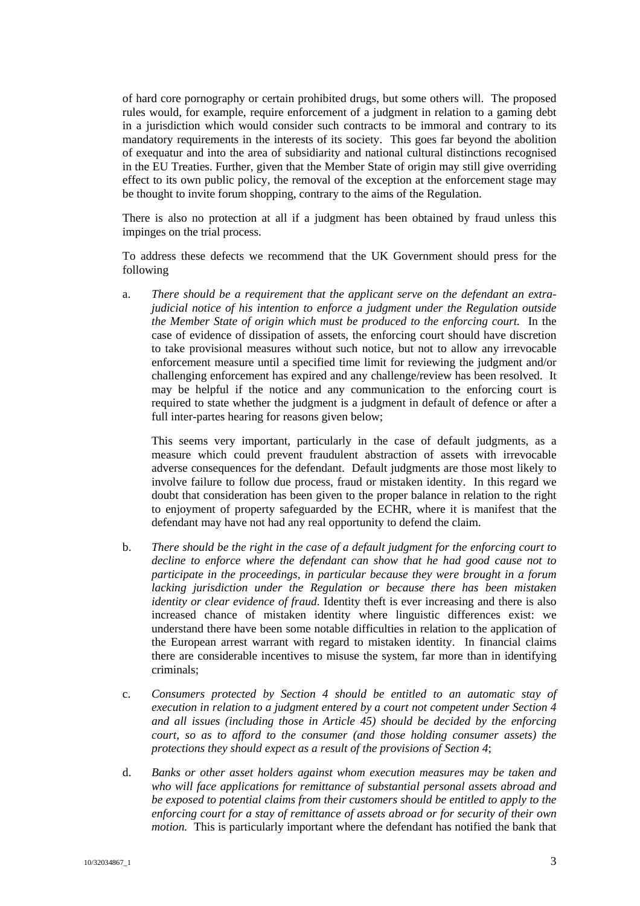of hard core pornography or certain prohibited drugs, but some others will. The proposed rules would, for example, require enforcement of a judgment in relation to a gaming debt in a jurisdiction which would consider such contracts to be immoral and contrary to its mandatory requirements in the interests of its society. This goes far beyond the abolition of exequatur and into the area of subsidiarity and national cultural distinctions recognised in the EU Treaties. Further, given that the Member State of origin may still give overriding effect to its own public policy, the removal of the exception at the enforcement stage may be thought to invite forum shopping, contrary to the aims of the Regulation.

There is also no protection at all if a judgment has been obtained by fraud unless this impinges on the trial process.

To address these defects we recommend that the UK Government should press for the following

a. *There should be a requirement that the applicant serve on the defendant an extra-judicial notice of his intention to enforce a judgment under the Regulation outside the Member State of origin which must be produced to the enforcing court.* In the case of evidence of dissipation of assets, the enforcing court should have discretion to take provisional measures without such notice, but not to allow any irrevocable enforcement measure until a specified time limit for reviewing the judgment and/or challenging enforcement has expired and any challenge/review has been resolved. It may be helpful if the notice and any communication to the enforcing court is required to state whether the judgment is a judgment in default of defence or after a full inter-partes hearing for reasons given below;

   This seems very important, particularly in the case of default judgments, as a measure which could prevent fraudulent abstraction of assets with irrevocable adverse consequences for the defendant. Default judgments are those most likely to involve failure to follow due process, fraud or mistaken identity. In this regard we doubt that consideration has been given to the proper balance in relation to the right to enjoyment of property safeguarded by the ECHR, where it is manifest that the defendant may have not had any real opportunity to defend the claim.

b. *There should be the right in the case of a default judgment for the enforcing court to decline to enforce where the defendant can show that he had good cause not to participate in the proceedings, in particular because they were brought in a forum lacking jurisdiction under the Regulation or because there has been mistaken identity or clear evidence of fraud.* Identity theft is ever increasing and there is also increased chance of mistaken identity where linguistic differences exist: we understand there have been some notable difficulties in relation to the application of the European arrest warrant with regard to mistaken identity. In financial claims there are considerable incentives to misuse the system, far more than in identifying criminals;

c. *Consumers protected by Section 4 should be entitled to an automatic stay of execution in relation to a judgment entered by a court not competent under Section 4 and all issues (including those in Article 45) should be decided by the enforcing court, so as to afford to the consumer (and those holding consumer assets) the protections they should expect as a result of the provisions of Section 4*;

d. *Banks or other asset holders against whom execution measures may be taken and who will face applications for remittance of substantial personal assets abroad and be exposed to potential claims from their customers should be entitled to apply to the enforcing court for a stay of remittance of assets abroad or for security of their own motion.* This is particularly important where the defendant has notified the bank that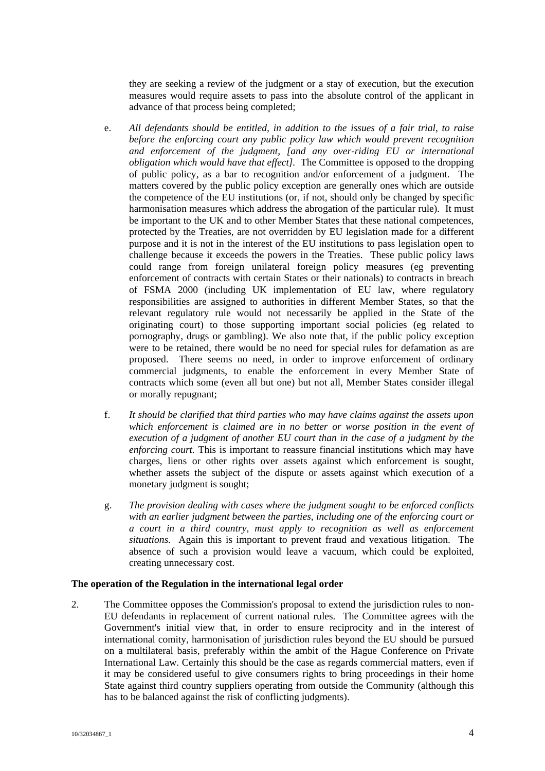they are seeking a review of the judgment or a stay of execution, but the execution measures would require assets to pass into the absolute control of the applicant in advance of that process being completed;

e. *All defendants should be entitled, in addition to the issues of a fair trial, to raise before the enforcing court any public policy law which would prevent recognition and enforcement of the judgment, [and any over-riding EU or international obligation which would have that effect].* The Committee is opposed to the dropping of public policy, as a bar to recognition and/or enforcement of a judgment. The matters covered by the public policy exception are generally ones which are outside the competence of the EU institutions (or, if not, should only be changed by specific harmonisation measures which address the abrogation of the particular rule). It must be important to the UK and to other Member States that these national competences, protected by the Treaties, are not overridden by EU legislation made for a different purpose and it is not in the interest of the EU institutions to pass legislation open to challenge because it exceeds the powers in the Treaties. These public policy laws could range from foreign unilateral foreign policy measures (eg preventing enforcement of contracts with certain States or their nationals) to contracts in breach of FSMA 2000 (including UK implementation of EU law, where regulatory responsibilities are assigned to authorities in different Member States, so that the relevant regulatory rule would not necessarily be applied in the State of the originating court) to those supporting important social policies (eg related to pornography, drugs or gambling). We also note that, if the public policy exception were to be retained, there would be no need for special rules for defamation as are proposed. There seems no need, in order to improve enforcement of ordinary commercial judgments, to enable the enforcement in every Member State of contracts which some (even all but one) but not all, Member States consider illegal or morally repugnant;

f. *It should be clarified that third parties who may have claims against the assets upon which enforcement is claimed are in no better or worse position in the event of execution of a judgment of another EU court than in the case of a judgment by the enforcing court.* This is important to reassure financial institutions which may have charges, liens or other rights over assets against which enforcement is sought, whether assets the subject of the dispute or assets against which execution of a monetary judgment is sought;

g. *The provision dealing with cases where the judgment sought to be enforced conflicts with an earlier judgment between the parties, including one of the enforcing court or a court in a third country, must apply to recognition as well as enforcement situations.* Again this is important to prevent fraud and vexatious litigation. The absence of such a provision would leave a vacuum, which could be exploited, creating unnecessary cost.

**The operation of the Regulation in the international legal order**

2. The Committee opposes the Commission's proposal to extend the jurisdiction rules to non-EU defendants in replacement of current national rules. The Committee agrees with the Government's initial view that, in order to ensure reciprocity and in the interest of international comity, harmonisation of jurisdiction rules beyond the EU should be pursued on a multilateral basis, preferably within the ambit of the Hague Conference on Private International Law. Certainly this should be the case as regards commercial matters, even if it may be considered useful to give consumers rights to bring proceedings in their home State against third country suppliers operating from outside the Community (although this has to be balanced against the risk of conflicting judgments).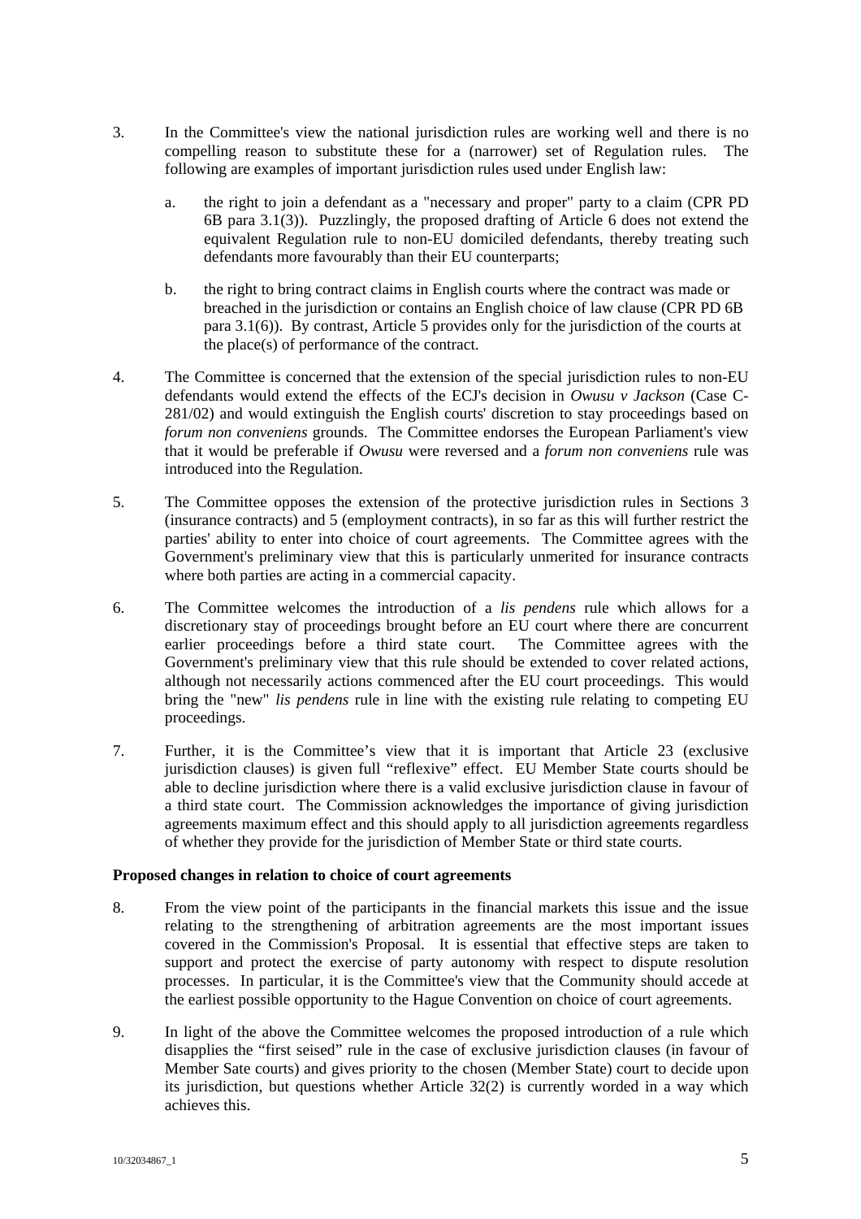3. In the Committee's view the national jurisdiction rules are working well and there is no compelling reason to substitute these for a (narrower) set of Regulation rules. The following are examples of important jurisdiction rules used under English law:

   a. the right to join a defendant as a "necessary and proper" party to a claim (CPR PD 6B para 3.1(3)). Puzzlingly, the proposed drafting of Article 6 does not extend the equivalent Regulation rule to non-EU domiciled defendants, thereby treating such defendants more favourably than their EU counterparts;

   b. the right to bring contract claims in English courts where the contract was made or breached in the jurisdiction or contains an English choice of law clause (CPR PD 6B para 3.1(6)). By contrast, Article 5 provides only for the jurisdiction of the courts at the place(s) of performance of the contract.

4. The Committee is concerned that the extension of the special jurisdiction rules to non-EU defendants would extend the effects of the ECJ's decision in *Owusu v Jackson* (Case C-281/02) and would extinguish the English courts' discretion to stay proceedings based on *forum non conveniens* grounds. The Committee endorses the European Parliament's view that it would be preferable if *Owusu* were reversed and a *forum non conveniens* rule was introduced into the Regulation.

5. The Committee opposes the extension of the protective jurisdiction rules in Sections 3 (insurance contracts) and 5 (employment contracts), in so far as this will further restrict the parties' ability to enter into choice of court agreements. The Committee agrees with the Government's preliminary view that this is particularly unmerited for insurance contracts where both parties are acting in a commercial capacity.

6. The Committee welcomes the introduction of a *lis pendens* rule which allows for a discretionary stay of proceedings brought before an EU court where there are concurrent earlier proceedings before a third state court. The Committee agrees with the Government's preliminary view that this rule should be extended to cover related actions, although not necessarily actions commenced after the EU court proceedings. This would bring the "new" *lis pendens* rule in line with the existing rule relating to competing EU proceedings.

7. Further, it is the Committee's view that it is important that Article 23 (exclusive jurisdiction clauses) is given full "reflexive" effect. EU Member State courts should be able to decline jurisdiction where there is a valid exclusive jurisdiction clause in favour of a third state court. The Commission acknowledges the importance of giving jurisdiction agreements maximum effect and this should apply to all jurisdiction agreements regardless of whether they provide for the jurisdiction of Member State or third state courts.

**Proposed changes in relation to choice of court agreements**

8. From the view point of the participants in the financial markets this issue and the issue relating to the strengthening of arbitration agreements are the most important issues covered in the Commission's Proposal. It is essential that effective steps are taken to support and protect the exercise of party autonomy with respect to dispute resolution processes. In particular, it is the Committee's view that the Community should accede at the earliest possible opportunity to the Hague Convention on choice of court agreements.

9. In light of the above the Committee welcomes the proposed introduction of a rule which disapplies the "first seised" rule in the case of exclusive jurisdiction clauses (in favour of Member Sate courts) and gives priority to the chosen (Member State) court to decide upon its jurisdiction, but questions whether Article 32(2) is currently worded in a way which achieves this.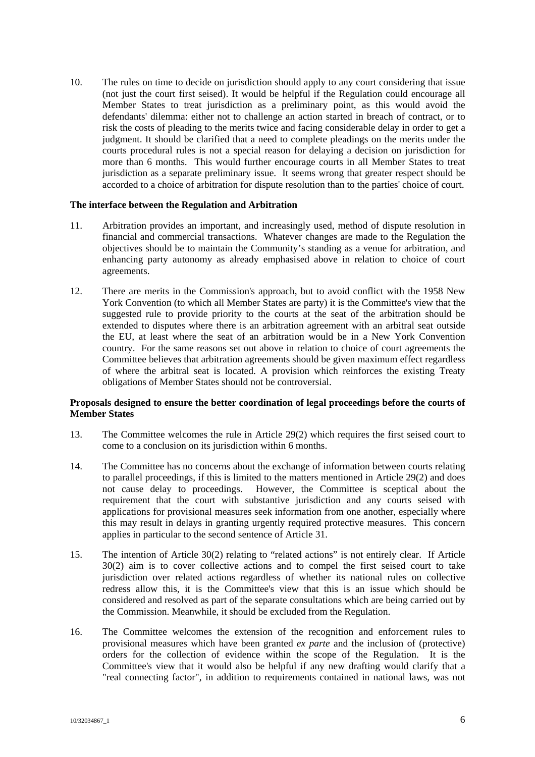10. The rules on time to decide on jurisdiction should apply to any court considering that issue (not just the court first seised). It would be helpful if the Regulation could encourage all Member States to treat jurisdiction as a preliminary point, as this would avoid the defendants' dilemma: either not to challenge an action started in breach of contract, or to risk the costs of pleading to the merits twice and facing considerable delay in order to get a judgment. It should be clarified that a need to complete pleadings on the merits under the courts procedural rules is not a special reason for delaying a decision on jurisdiction for more than 6 months. This would further encourage courts in all Member States to treat jurisdiction as a separate preliminary issue. It seems wrong that greater respect should be accorded to a choice of arbitration for dispute resolution than to the parties' choice of court.

**The interface between the Regulation and Arbitration**

11. Arbitration provides an important, and increasingly used, method of dispute resolution in financial and commercial transactions. Whatever changes are made to the Regulation the objectives should be to maintain the Community's standing as a venue for arbitration, and enhancing party autonomy as already emphasised above in relation to choice of court agreements.

12. There are merits in the Commission's approach, but to avoid conflict with the 1958 New York Convention (to which all Member States are party) it is the Committee's view that the suggested rule to provide priority to the courts at the seat of the arbitration should be extended to disputes where there is an arbitration agreement with an arbitral seat outside the EU, at least where the seat of an arbitration would be in a New York Convention country. For the same reasons set out above in relation to choice of court agreements the Committee believes that arbitration agreements should be given maximum effect regardless of where the arbitral seat is located. A provision which reinforces the existing Treaty obligations of Member States should not be controversial.

**Proposals designed to ensure the better coordination of legal proceedings before the courts of Member States**

13. The Committee welcomes the rule in Article 29(2) which requires the first seised court to come to a conclusion on its jurisdiction within 6 months.

14. The Committee has no concerns about the exchange of information between courts relating to parallel proceedings, if this is limited to the matters mentioned in Article 29(2) and does not cause delay to proceedings. However, the Committee is sceptical about the requirement that the court with substantive jurisdiction and any courts seised with applications for provisional measures seek information from one another, especially where this may result in delays in granting urgently required protective measures. This concern applies in particular to the second sentence of Article 31.

15. The intention of Article 30(2) relating to "related actions" is not entirely clear. If Article 30(2) aim is to cover collective actions and to compel the first seised court to take jurisdiction over related actions regardless of whether its national rules on collective redress allow this, it is the Committee's view that this is an issue which should be considered and resolved as part of the separate consultations which are being carried out by the Commission. Meanwhile, it should be excluded from the Regulation.

16. The Committee welcomes the extension of the recognition and enforcement rules to provisional measures which have been granted *ex parte* and the inclusion of (protective) orders for the collection of evidence within the scope of the Regulation. It is the Committee's view that it would also be helpful if any new drafting would clarify that a "real connecting factor", in addition to requirements contained in national laws, was not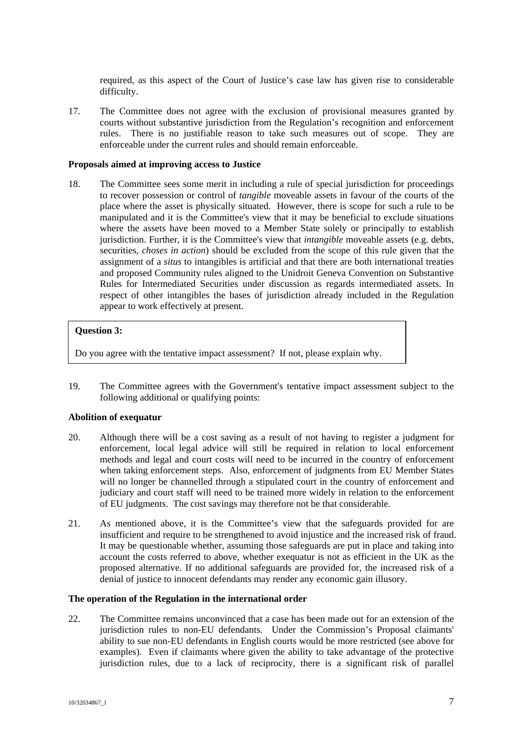required, as this aspect of the Court of Justice's case law has given rise to considerable difficulty.

17. The Committee does not agree with the exclusion of provisional measures granted by courts without substantive jurisdiction from the Regulation's recognition and enforcement rules. There is no justifiable reason to take such measures out of scope. They are enforceable under the current rules and should remain enforceable.

**Proposals aimed at improving access to Justice**

18. The Committee sees some merit in including a rule of special jurisdiction for proceedings to recover possession or control of *tangible* moveable assets in favour of the courts of the place where the asset is physically situated. However, there is scope for such a rule to be manipulated and it is the Committee's view that it may be beneficial to exclude situations where the assets have been moved to a Member State solely or principally to establish jurisdiction. Further, it is the Committee's view that *intangible* moveable assets (e.g. debts, securities, *choses in action*) should be excluded from the scope of this rule given that the assignment of a *situs* to intangibles is artificial and that there are both international treaties and proposed Community rules aligned to the Unidroit Geneva Convention on Substantive Rules for Intermediated Securities under discussion as regards intermediated assets. In respect of other intangibles the bases of jurisdiction already included in the Regulation appear to work effectively at present.

> **Question 3:**
>
> Do you agree with the tentative impact assessment? If not, please explain why.

19. The Committee agrees with the Government's tentative impact assessment subject to the following additional or qualifying points:

**Abolition of exequatur**

20. Although there will be a cost saving as a result of not having to register a judgment for enforcement, local legal advice will still be required in relation to local enforcement methods and legal and court costs will need to be incurred in the country of enforcement when taking enforcement steps. Also, enforcement of judgments from EU Member States will no longer be channelled through a stipulated court in the country of enforcement and judiciary and court staff will need to be trained more widely in relation to the enforcement of EU judgments. The cost savings may therefore not be that considerable.

21. As mentioned above, it is the Committee's view that the safeguards provided for are insufficient and require to be strengthened to avoid injustice and the increased risk of fraud. It may be questionable whether, assuming those safeguards are put in place and taking into account the costs referred to above, whether exequatur is not as efficient in the UK as the proposed alternative. If no additional safeguards are provided for, the increased risk of a denial of justice to innocent defendants may render any economic gain illusory.

**The operation of the Regulation in the international order**

22. The Committee remains unconvinced that a case has been made out for an extension of the jurisdiction rules to non-EU defendants. Under the Commission's Proposal claimants' ability to sue non-EU defendants in English courts would be more restricted (see above for examples). Even if claimants where given the ability to take advantage of the protective jurisdiction rules, due to a lack of reciprocity, there is a significant risk of parallel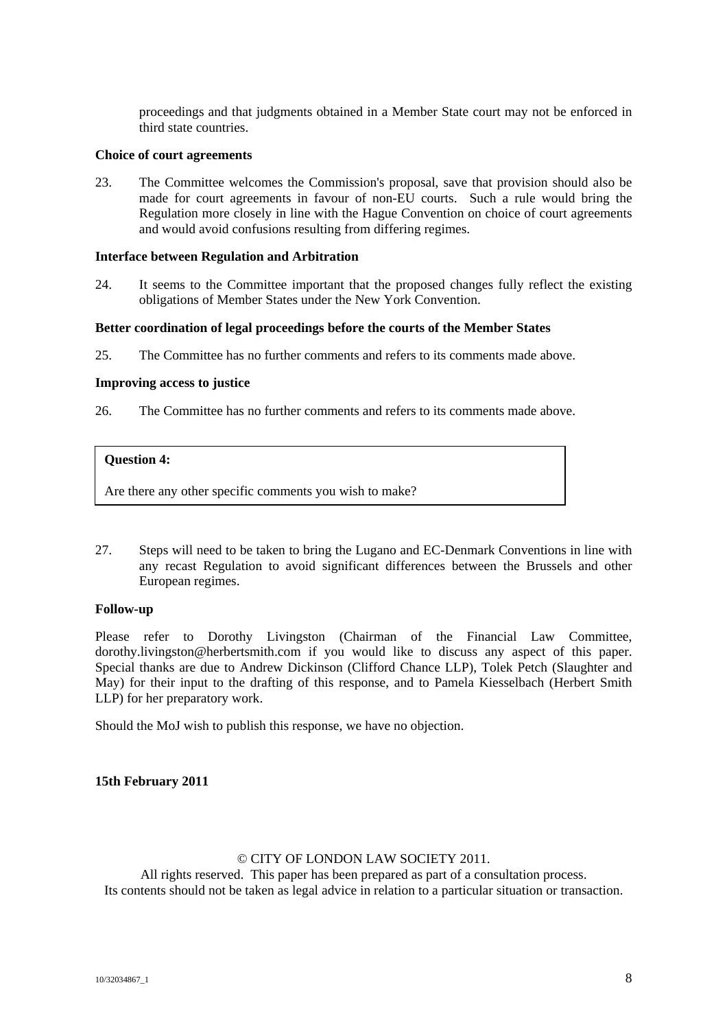proceedings and that judgments obtained in a Member State court may not be enforced in third state countries.

**Choice of court agreements**

23. The Committee welcomes the Commission's proposal, save that provision should also be made for court agreements in favour of non-EU courts. Such a rule would bring the Regulation more closely in line with the Hague Convention on choice of court agreements and would avoid confusions resulting from differing regimes.

**Interface between Regulation and Arbitration**

24. It seems to the Committee important that the proposed changes fully reflect the existing obligations of Member States under the New York Convention.

**Better coordination of legal proceedings before the courts of the Member States**

25. The Committee has no further comments and refers to its comments made above.

**Improving access to justice**

26. The Committee has no further comments and refers to its comments made above.

**Question 4:**

Are there any other specific comments you wish to make?

27. Steps will need to be taken to bring the Lugano and EC-Denmark Conventions in line with any recast Regulation to avoid significant differences between the Brussels and other European regimes.

**Follow-up**

Please refer to Dorothy Livingston (Chairman of the Financial Law Committee, dorothy.livingston@herbertsmith.com if you would like to discuss any aspect of this paper. Special thanks are due to Andrew Dickinson (Clifford Chance LLP), Tolek Petch (Slaughter and May) for their input to the drafting of this response, and to Pamela Kiesselbach (Herbert Smith LLP) for her preparatory work.

Should the MoJ wish to publish this response, we have no objection.

**15th February 2011**

© CITY OF LONDON LAW SOCIETY 2011.
All rights reserved. This paper has been prepared as part of a consultation process.
Its contents should not be taken as legal advice in relation to a particular situation or transaction.

10/32034867_1